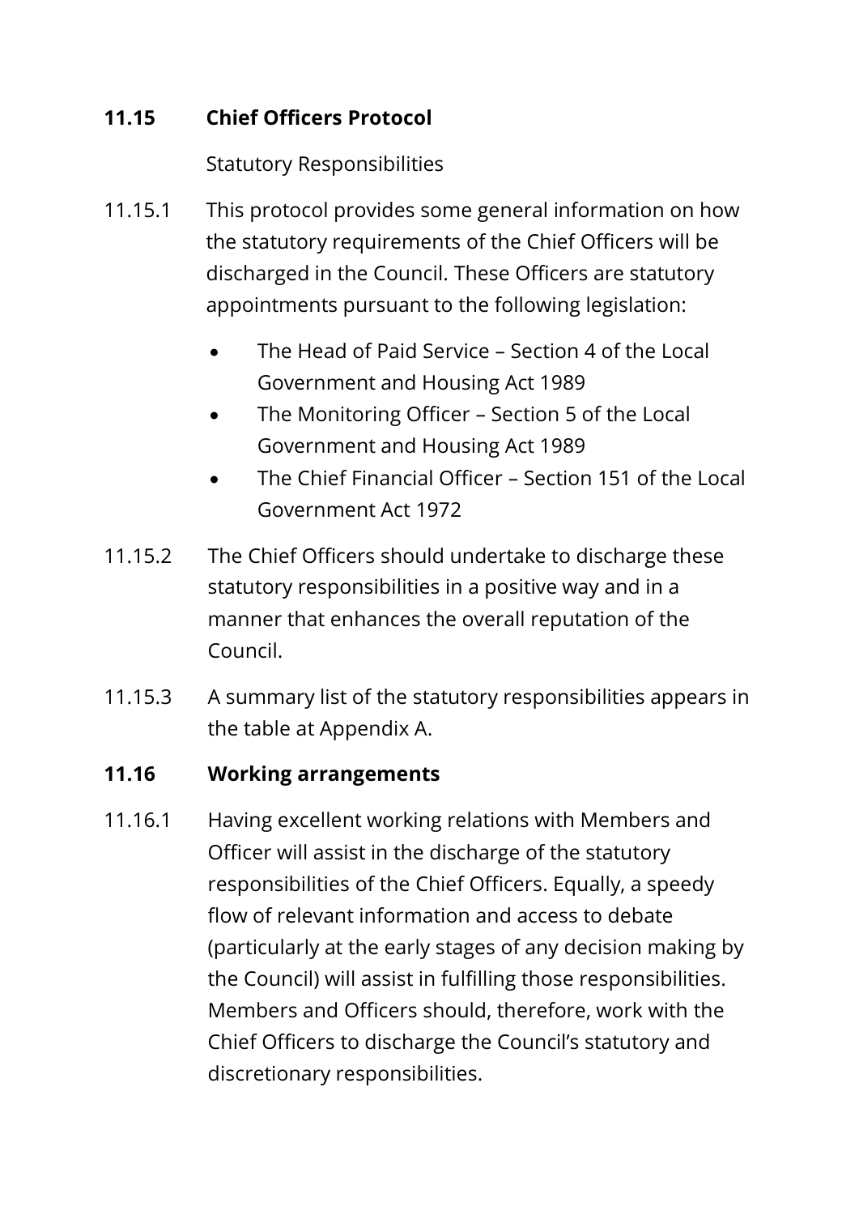## 11.15 Chief Officers Protocol

Statutory Responsibilities

11.15.1 This protocol provides some general information on how the statutory requirements of the Chief Officers will be discharged in the Council. These Officers are statutory appointments pursuant to the following legislation:

- The Head of Paid Service – Section 4 of the Local Government and Housing Act 1989
- The Monitoring Officer – Section 5 of the Local Government and Housing Act 1989
- The Chief Financial Officer – Section 151 of the Local Government Act 1972

11.15.2 The Chief Officers should undertake to discharge these statutory responsibilities in a positive way and in a manner that enhances the overall reputation of the Council.

11.15.3 A summary list of the statutory responsibilities appears in the table at Appendix A.

## 11.16 Working arrangements

11.16.1 Having excellent working relations with Members and Officer will assist in the discharge of the statutory responsibilities of the Chief Officers. Equally, a speedy flow of relevant information and access to debate (particularly at the early stages of any decision making by the Council) will assist in fulfilling those responsibilities. Members and Officers should, therefore, work with the Chief Officers to discharge the Council's statutory and discretionary responsibilities.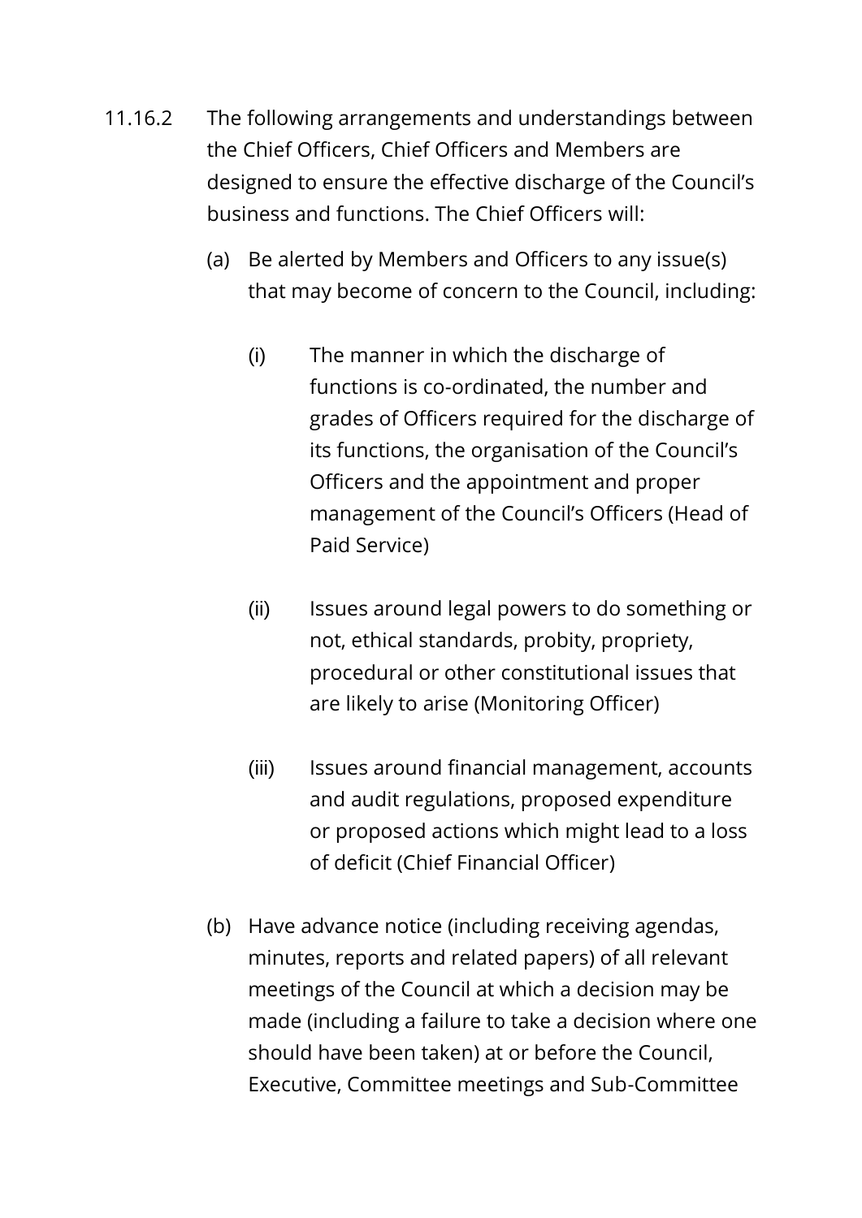11.16.2 The following arrangements and understandings between the Chief Officers, Chief Officers and Members are designed to ensure the effective discharge of the Council's business and functions. The Chief Officers will:

(a) Be alerted by Members and Officers to any issue(s) that may become of concern to the Council, including:

(i) The manner in which the discharge of functions is co-ordinated, the number and grades of Officers required for the discharge of its functions, the organisation of the Council's Officers and the appointment and proper management of the Council's Officers (Head of Paid Service)

(ii) Issues around legal powers to do something or not, ethical standards, probity, propriety, procedural or other constitutional issues that are likely to arise (Monitoring Officer)

(iii) Issues around financial management, accounts and audit regulations, proposed expenditure or proposed actions which might lead to a loss of deficit (Chief Financial Officer)

(b) Have advance notice (including receiving agendas, minutes, reports and related papers) of all relevant meetings of the Council at which a decision may be made (including a failure to take a decision where one should have been taken) at or before the Council, Executive, Committee meetings and Sub-Committee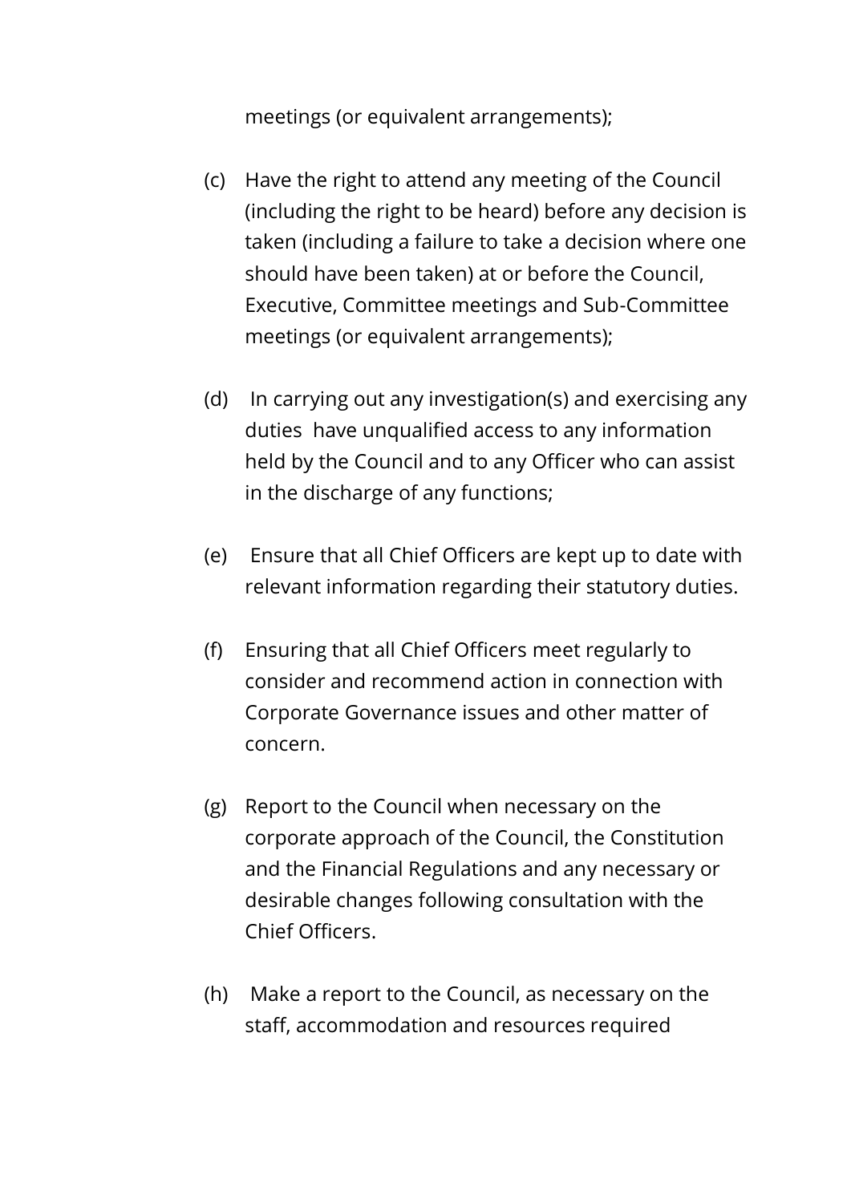meetings (or equivalent arrangements);

(c) Have the right to attend any meeting of the Council (including the right to be heard) before any decision is taken (including a failure to take a decision where one should have been taken) at or before the Council, Executive, Committee meetings and Sub-Committee meetings (or equivalent arrangements);

(d) In carrying out any investigation(s) and exercising any duties have unqualified access to any information held by the Council and to any Officer who can assist in the discharge of any functions;

(e) Ensure that all Chief Officers are kept up to date with relevant information regarding their statutory duties.

(f) Ensuring that all Chief Officers meet regularly to consider and recommend action in connection with Corporate Governance issues and other matter of concern.

(g) Report to the Council when necessary on the corporate approach of the Council, the Constitution and the Financial Regulations and any necessary or desirable changes following consultation with the Chief Officers.

(h) Make a report to the Council, as necessary on the staff, accommodation and resources required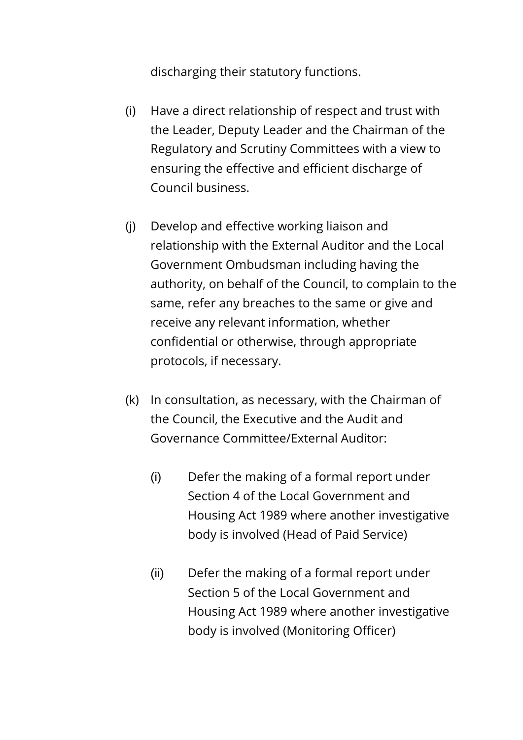discharging their statutory functions.

(i) Have a direct relationship of respect and trust with the Leader, Deputy Leader and the Chairman of the Regulatory and Scrutiny Committees with a view to ensuring the effective and efficient discharge of Council business.

(j) Develop and effective working liaison and relationship with the External Auditor and the Local Government Ombudsman including having the authority, on behalf of the Council, to complain to the same, refer any breaches to the same or give and receive any relevant information, whether confidential or otherwise, through appropriate protocols, if necessary.

(k) In consultation, as necessary, with the Chairman of the Council, the Executive and the Audit and Governance Committee/External Auditor:

    (i) Defer the making of a formal report under Section 4 of the Local Government and Housing Act 1989 where another investigative body is involved (Head of Paid Service)

    (ii) Defer the making of a formal report under Section 5 of the Local Government and Housing Act 1989 where another investigative body is involved (Monitoring Officer)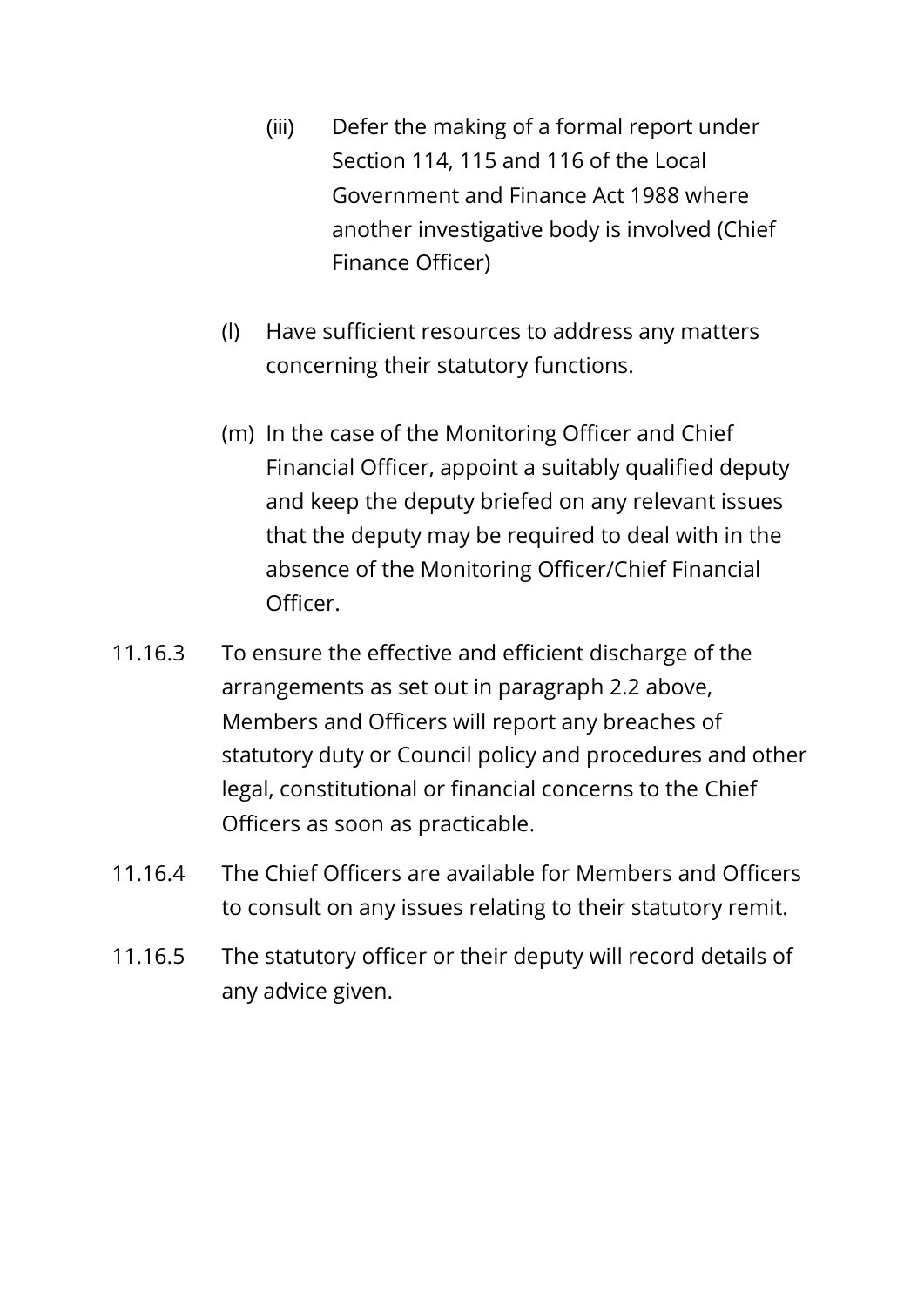(iii) Defer the making of a formal report under Section 114, 115 and 116 of the Local Government and Finance Act 1988 where another investigative body is involved (Chief Finance Officer)

(l) Have sufficient resources to address any matters concerning their statutory functions.

(m) In the case of the Monitoring Officer and Chief Financial Officer, appoint a suitably qualified deputy and keep the deputy briefed on any relevant issues that the deputy may be required to deal with in the absence of the Monitoring Officer/Chief Financial Officer.

11.16.3 To ensure the effective and efficient discharge of the arrangements as set out in paragraph 2.2 above, Members and Officers will report any breaches of statutory duty or Council policy and procedures and other legal, constitutional or financial concerns to the Chief Officers as soon as practicable.

11.16.4 The Chief Officers are available for Members and Officers to consult on any issues relating to their statutory remit.

11.16.5 The statutory officer or their deputy will record details of any advice given.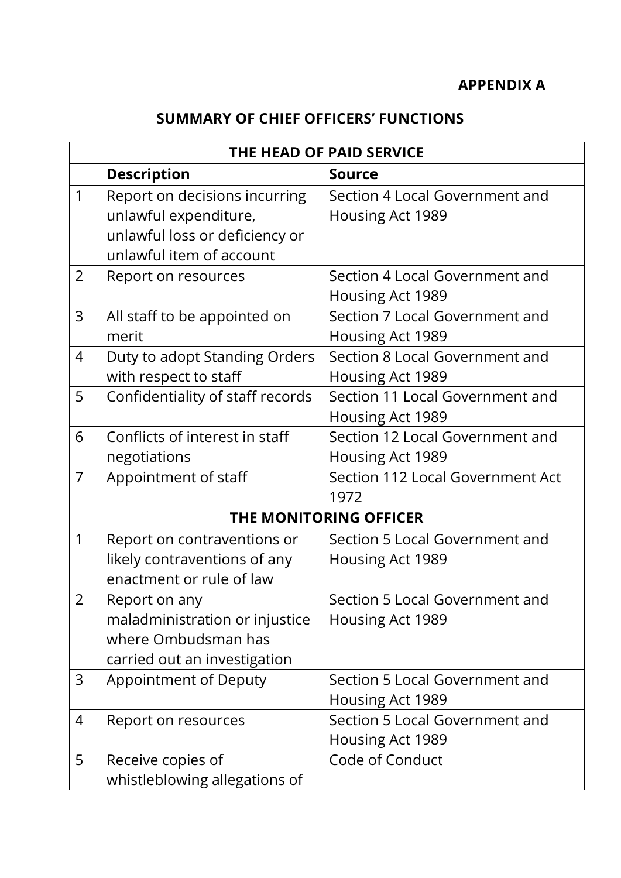**APPENDIX A**

## SUMMARY OF CHIEF OFFICERS' FUNCTIONS

| | **THE HEAD OF PAID SERVICE** | |
|---|---|---|
| | **Description** | **Source** |
| 1 | Report on decisions incurring unlawful expenditure, unlawful loss or deficiency or unlawful item of account | Section 4 Local Government and Housing Act 1989 |
| 2 | Report on resources | Section 4 Local Government and Housing Act 1989 |
| 3 | All staff to be appointed on merit | Section 7 Local Government and Housing Act 1989 |
| 4 | Duty to adopt Standing Orders with respect to staff | Section 8 Local Government and Housing Act 1989 |
| 5 | Confidentiality of staff records | Section 11 Local Government and Housing Act 1989 |
| 6 | Conflicts of interest in staff negotiations | Section 12 Local Government and Housing Act 1989 |
| 7 | Appointment of staff | Section 112 Local Government Act 1972 |
| | **THE MONITORING OFFICER** | |
| 1 | Report on contraventions or likely contraventions of any enactment or rule of law | Section 5 Local Government and Housing Act 1989 |
| 2 | Report on any maladministration or injustice where Ombudsman has carried out an investigation | Section 5 Local Government and Housing Act 1989 |
| 3 | Appointment of Deputy | Section 5 Local Government and Housing Act 1989 |
| 4 | Report on resources | Section 5 Local Government and Housing Act 1989 |
| 5 | Receive copies of whistleblowing allegations of | Code of Conduct |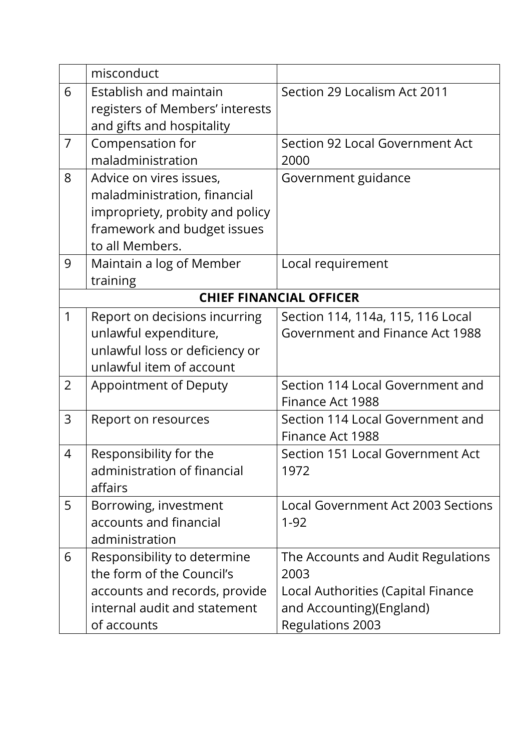| | | |
|---|---|---|
| | misconduct | |
| 6 | Establish and maintain registers of Members' interests and gifts and hospitality | Section 29 Localism Act 2011 |
| 7 | Compensation for maladministration | Section 92 Local Government Act 2000 |
| 8 | Advice on vires issues, maladministration, financial impropriety, probity and policy framework and budget issues to all Members. | Government guidance |
| 9 | Maintain a log of Member training | Local requirement |
| | **CHIEF FINANCIAL OFFICER** | |
| 1 | Report on decisions incurring unlawful expenditure, unlawful loss or deficiency or unlawful item of account | Section 114, 114a, 115, 116 Local Government and Finance Act 1988 |
| 2 | Appointment of Deputy | Section 114 Local Government and Finance Act 1988 |
| 3 | Report on resources | Section 114 Local Government and Finance Act 1988 |
| 4 | Responsibility for the administration of financial affairs | Section 151 Local Government Act 1972 |
| 5 | Borrowing, investment accounts and financial administration | Local Government Act 2003 Sections 1-92 |
| 6 | Responsibility to determine the form of the Council's accounts and records, provide internal audit and statement of accounts | The Accounts and Audit Regulations 2003<br>Local Authorities (Capital Finance and Accounting)(England) Regulations 2003 |